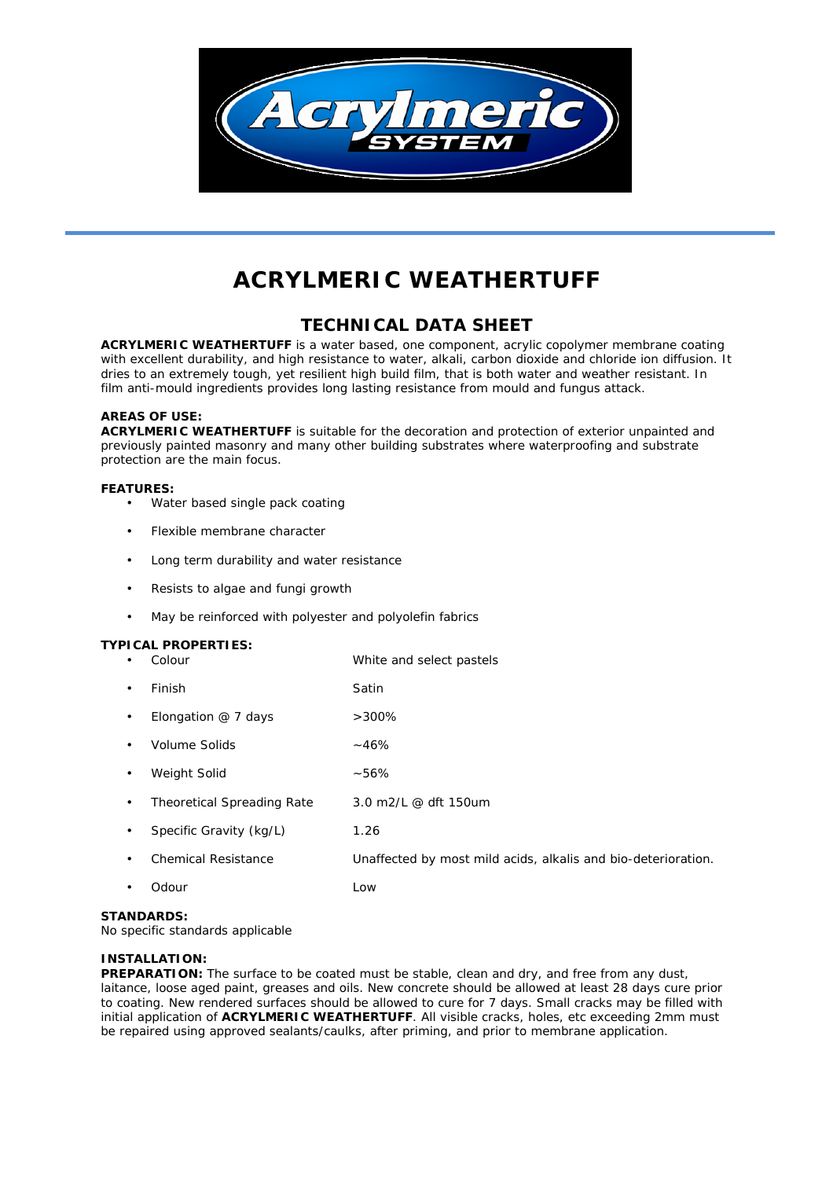# ACRYLMERIC WEATHERTUFF

## TECHNICAL DATA SHEET

**ACRYLMERIC WEATHERTUFF** is a water based, one component, acrylic copolymer membrane coating with excellent durability, and high resistance to water, alkali, carbon dioxide and chloride ion diffusion. It dries to an extremely tough, yet resilient high build film, that is both water and weather resistant. In film anti-mould ingredients provides long lasting resistance from mould and fungus attack.

**AREAS OF USE:**

**ACRYLMERIC WEATHERTUFF** is suitable for the decoration and protection of exterior unpainted and previously painted masonry and many other building substrates where waterproofing and substrate protection are the main focus.

**FEATURES:**

- Water based single pack coating
- Flexible membrane character
- Long term durability and water resistance
- Resists to algae and fungi growth
- May be reinforced with polyester and polyolefin fabrics

**TYPICAL PROPERTIES:**

- Colour — White and select pastels
- Finish — Satin
- Elongation @ 7 days — >300%
- Volume Solids — ~46%
- Weight Solid — ~56%
- Theoretical Spreading Rate — 3.0 m2/L @ dft 150um
- Specific Gravity (kg/L) — 1.26
- Chemical Resistance — Unaffected by most mild acids, alkalis and bio-deterioration.
- Odour — Low

**STANDARDS:**

No specific standards applicable

**INSTALLATION:**

**PREPARATION:** The surface to be coated must be stable, clean and dry, and free from any dust, laitance, loose aged paint, greases and oils. New concrete should be allowed at least 28 days cure prior to coating. New rendered surfaces should be allowed to cure for 7 days. Small cracks may be filled with initial application of **ACRYLMERIC WEATHERTUFF**. All visible cracks, holes, etc exceeding 2mm must be repaired using approved sealants/caulks, after priming, and prior to membrane application.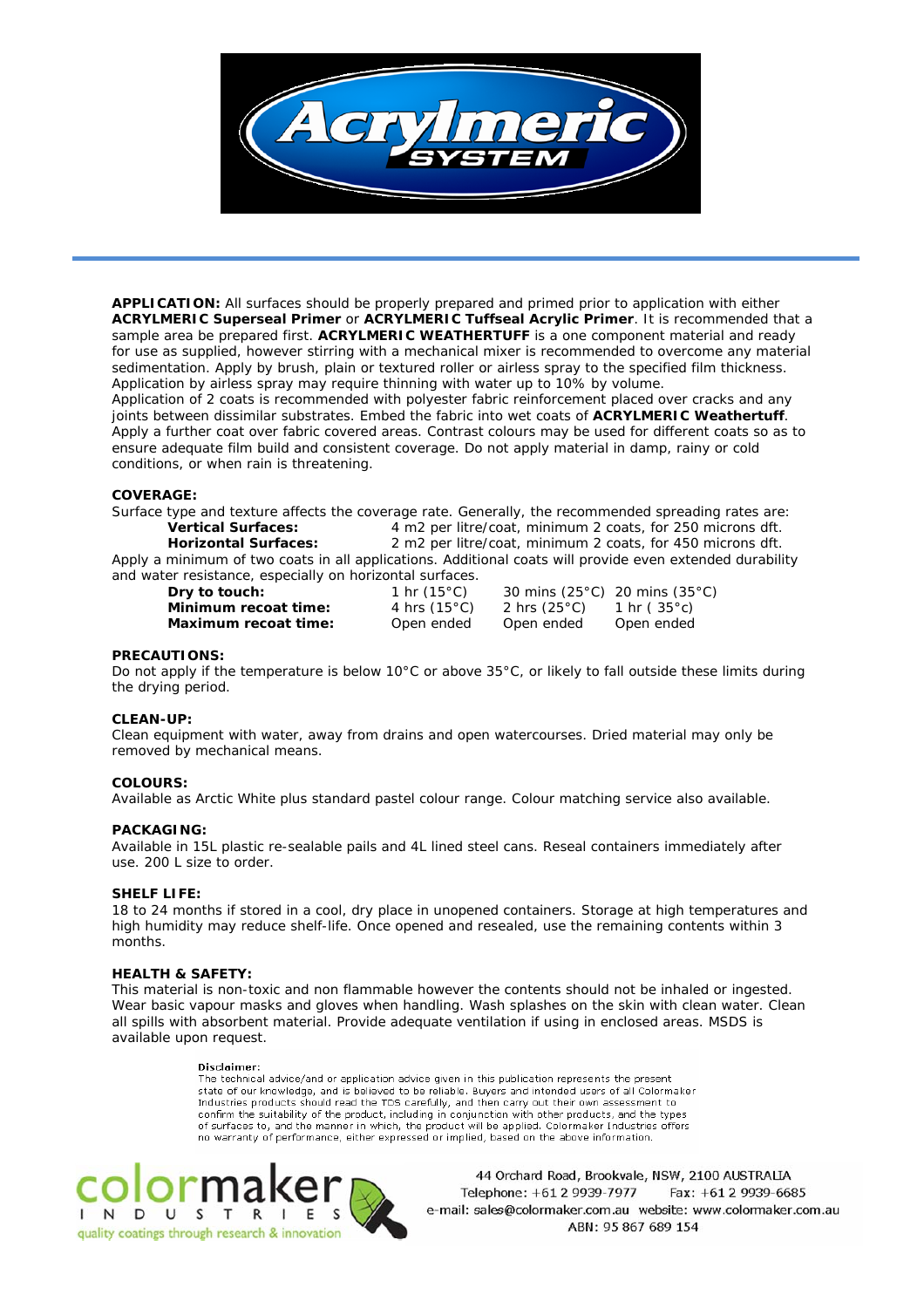**APPLICATION:** All surfaces should be properly prepared and primed prior to application with either **ACRYLMERIC Superseal Primer** or **ACRYLMERIC Tuffseal Acrylic Primer**. It is recommended that a sample area be prepared first. **ACRYLMERIC WEATHERTUFF** is a one component material and ready for use as supplied, however stirring with a mechanical mixer is recommended to overcome any material sedimentation. Apply by brush, plain or textured roller or airless spray to the specified film thickness. Application by airless spray may require thinning with water up to 10% by volume.
Application of 2 coats is recommended with polyester fabric reinforcement placed over cracks and any joints between dissimilar substrates. Embed the fabric into wet coats of **ACRYLMERIC Weathertuff**. Apply a further coat over fabric covered areas. Contrast colours may be used for different coats so as to ensure adequate film build and consistent coverage. Do not apply material in damp, rainy or cold conditions, or when rain is threatening.

**COVERAGE:**

Surface type and texture affects the coverage rate. Generally, the recommended spreading rates are:

| | |
|---|---|
| **Vertical Surfaces:** | 4 m2 per litre/coat, minimum 2 coats, for 250 microns dft. |
| **Horizontal Surfaces:** | 2 m2 per litre/coat, minimum 2 coats, for 450 microns dft. |

Apply a minimum of two coats in all applications. Additional coats will provide even extended durability and water resistance, especially on horizontal surfaces.

| | | | |
|---|---|---|---|
| **Dry to touch:** | 1 hr (15°C) | 30 mins (25°C) | 20 mins (35°C) |
| **Minimum recoat time:** | 4 hrs (15°C) | 2 hrs (25°C) | 1 hr ( 35°c) |
| **Maximum recoat time:** | Open ended | Open ended | Open ended |

**PRECAUTIONS:**
Do not apply if the temperature is below 10°C or above 35°C, or likely to fall outside these limits during the drying period.

**CLEAN-UP:**
Clean equipment with water, away from drains and open watercourses. Dried material may only be removed by mechanical means.

**COLOURS:**
Available as Arctic White plus standard pastel colour range. Colour matching service also available.

**PACKAGING:**
Available in 15L plastic re-sealable pails and 4L lined steel cans. Reseal containers immediately after use. 200 L size to order.

**SHELF LIFE:**
18 to 24 months if stored in a cool, dry place in unopened containers. Storage at high temperatures and high humidity may reduce shelf-life. Once opened and resealed, use the remaining contents within 3 months.

**HEALTH & SAFETY:**
This material is non-toxic and non flammable however the contents should not be inhaled or ingested. Wear basic vapour masks and gloves when handling. Wash splashes on the skin with clean water. Clean all spills with absorbent material. Provide adequate ventilation if using in enclosed areas. MSDS is available upon request.

Disclaimer:
The technical advice/and or application advice given in this publication represents the present state of our knowledge, and is believed to be reliable. Buyers and intended users of all Colormaker Industries products should read the TDS carefully, and then carry out their own assessment to confirm the suitability of the product, including in conjunction with other products, and the types of surfaces to, and the manner in which, the product will be applied. Colormaker Industries offers no warranty of performance, either expressed or implied, based on the above information.

colormaker INDUSTRIES
quality coatings through research & innovation

44 Orchard Road, Brookvale, NSW, 2100 AUSTRALIA
Telephone: +61 2 9939-7977 Fax: +61 2 9939-6685
e-mail: sales@colormaker.com.au website: www.colormaker.com.au
ABN: 95 867 689 154